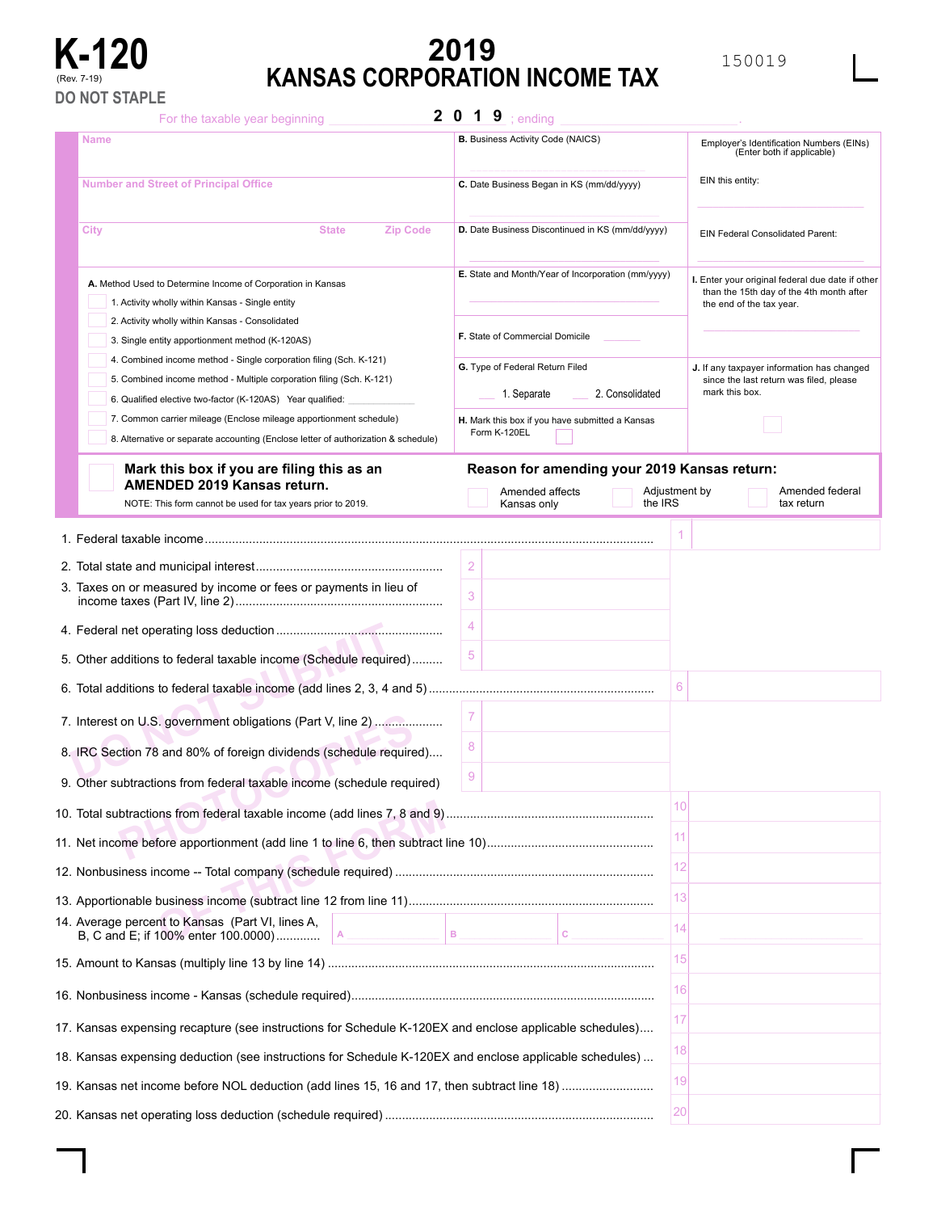# K-120

(Rev. 7-19)

**DO NOT STAPLE**

# 2019 KANSAS CORPORATION INCOME TAX

150019

For the taxable year beginning ____________ **2019** ; ending ____________ .

| Name | B. Business Activity Code (NAICS) | Employer's Identification Numbers (EINs) (Enter both if applicable) |
|---|---|---|
| Number and Street of Principal Office | C. Date Business Began in KS (mm/dd/yyyy) | EIN this entity: |
| City / State / Zip Code | D. Date Business Discontinued in KS (mm/dd/yyyy) | EIN Federal Consolidated Parent: |

**A.** Method Used to Determine Income of Corporation in Kansas

- 1. Activity wholly within Kansas - Single entity
- 2. Activity wholly within Kansas - Consolidated
- 3. Single entity apportionment method (K-120AS)
- 4. Combined income method - Single corporation filing (Sch. K-121)
- 5. Combined income method - Multiple corporation filing (Sch. K-121)
- 6. Qualified elective two-factor (K-120AS) Year qualified: ____________
- 7. Common carrier mileage (Enclose mileage apportionment schedule)
- 8. Alternative or separate accounting (Enclose letter of authorization & schedule)

**E.** State and Month/Year of Incorporation (mm/yyyy)

**F.** State of Commercial Domicile ______

**G.** Type of Federal Return Filed

___ 1. Separate ___ 2. Consolidated

**H.** Mark this box if you have submitted a Kansas Form K-120EL

**I.** Enter your original federal due date if other than the 15th day of the 4th month after the end of the tax year.

**J.** If any taxpayer information has changed since the last return was filed, please mark this box.

**Mark this box if you are filing this as an AMENDED 2019 Kansas return.**

NOTE: This form cannot be used for tax years prior to 2019.

**Reason for amending your 2019 Kansas return:**

☐ Amended affects Kansas only ☐ Adjustment by the IRS ☐ Amended federal tax return

1. Federal taxable income .......... **1**
2. Total state and municipal interest .......... **2**
3. Taxes on or measured by income or fees or payments in lieu of income taxes (Part IV, line 2) .......... **3**
4. Federal net operating loss deduction .......... **4**
5. Other additions to federal taxable income (Schedule required) .......... **5**
6. Total additions to federal taxable income (add lines 2, 3, 4 and 5) .......... **6**
7. Interest on U.S. government obligations (Part V, line 2) .......... **7**
8. IRC Section 78 and 80% of foreign dividends (schedule required) .......... **8**
9. Other subtractions from federal taxable income (schedule required) **9**
10. Total subtractions from federal taxable income (add lines 7, 8 and 9) .......... **10**
11. Net income before apportionment (add line 1 to line 6, then subtract line 10) .......... **11**
12. Nonbusiness income -- Total company (schedule required) .......... **12**
13. Apportionable business income (subtract line 12 from line 11) .......... **13**
14. Average percent to Kansas (Part VI, lines A, B, C and E; if 100% enter 100.0000) .......... A ______ B ______ C ______ **14**
15. Amount to Kansas (multiply line 13 by line 14) .......... **15**
16. Nonbusiness income - Kansas (schedule required) .......... **16**
17. Kansas expensing recapture (see instructions for Schedule K-120EX and enclose applicable schedules) .... **17**
18. Kansas expensing deduction (see instructions for Schedule K-120EX and enclose applicable schedules) ... **18**
19. Kansas net income before NOL deduction (add lines 15, 16 and 17, then subtract line 18) .......... **19**
20. Kansas net operating loss deduction (schedule required) .......... **20**

DO NOT SUBMIT PHOTOCOPIES OF THIS FORM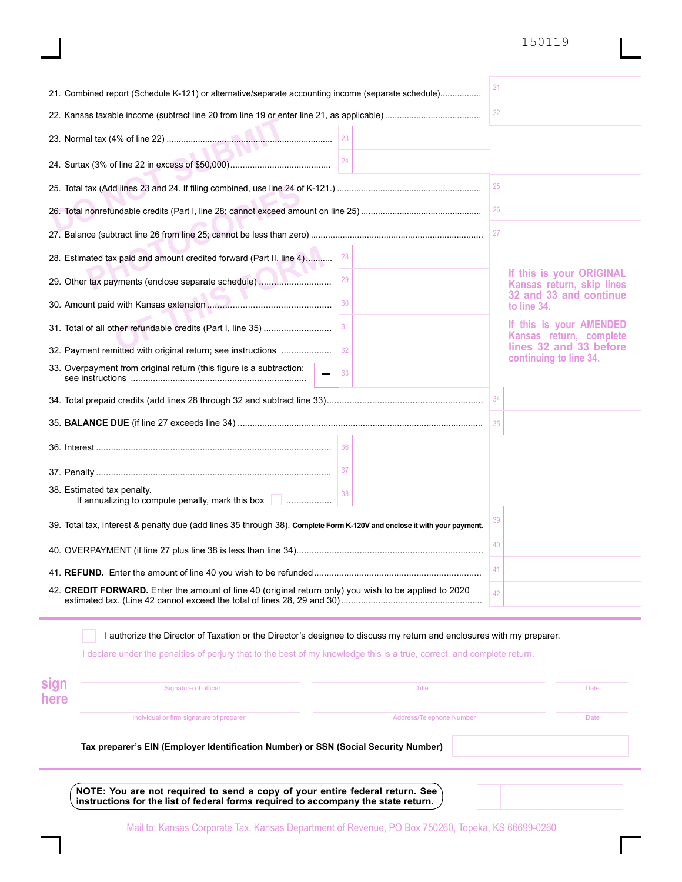150119

21. Combined report (Schedule K-121) or alternative/separate accounting income (separate schedule)................. 21

22. Kansas taxable income (subtract line 20 from line 19 or enter line 21, as applicable)....................................... 22

23. Normal tax (4% of line 22)................................................................... 23

24. Surtax (3% of line 22 in excess of $50,000)......................................... 24

25. Total tax (Add lines 23 and 24. If filing combined, use line 24 of K-121.)........................................................... 25

26. Total nonrefundable credits (Part I, line 28; cannot exceed amount on line 25)................................................. 26

27. Balance (subtract line 26 from line 25; cannot be less than zero)...................................................................... 27

28. Estimated tax paid and amount credited forward (Part II, line 4)........... 28

29. Other tax payments (enclose separate schedule)............................. 29

30. Amount paid with Kansas extension................................................. 30

31. Total of all other refundable credits (Part I, line 35)........................... 31

32. Payment remitted with original return; see instructions .................... 32

33. Overpayment from original return (this figure is a subtraction; see instructions ..................................................................... – 33

If this is your ORIGINAL Kansas return, skip lines 32 and 33 and continue to line 34.

If this is your AMENDED Kansas return, complete lines 32 and 33 before continuing to line 34.

34. Total prepaid credits (add lines 28 through 32 and subtract line 33).............................................................. 34

35. **BALANCE DUE** (if line 27 exceeds line 34)................................................................................................... 35

36. Interest.............................................................................................. 36

37. Penalty.............................................................................................. 37

38. Estimated tax penalty.
If annualizing to compute penalty, mark this box ☐ ................. 38

39. Total tax, interest & penalty due (add lines 35 through 38). **Complete Form K-120V and enclose it with your payment.** 39

40. OVERPAYMENT (if line 27 plus line 38 is less than line 34)......................................................................... 40

41. **REFUND.** Enter the amount of line 40 you wish to be refunded................................................................... 41

42. **CREDIT FORWARD.** Enter the amount of line 40 (original return only) you wish to be applied to 2020 estimated tax. (Line 42 cannot exceed the total of lines 28, 29 and 30)......................................................... 42

☐ I authorize the Director of Taxation or the Director's designee to discuss my return and enclosures with my preparer.

I declare under the penalties of perjury that to the best of my knowledge this is a true, correct, and complete return.

**sign here**

| Signature of officer | Title | Date |
|---|---|---|
| Individual or firm signature of preparer | Address/Telephone Number | Date |

**Tax preparer's EIN (Employer Identification Number) or SSN (Social Security Number)**

**NOTE: You are not required to send a copy of your entire federal return. See instructions for the list of federal forms required to accompany the state return.**

Mail to: Kansas Corporate Tax, Kansas Department of Revenue, PO Box 750260, Topeka, KS 66699-0260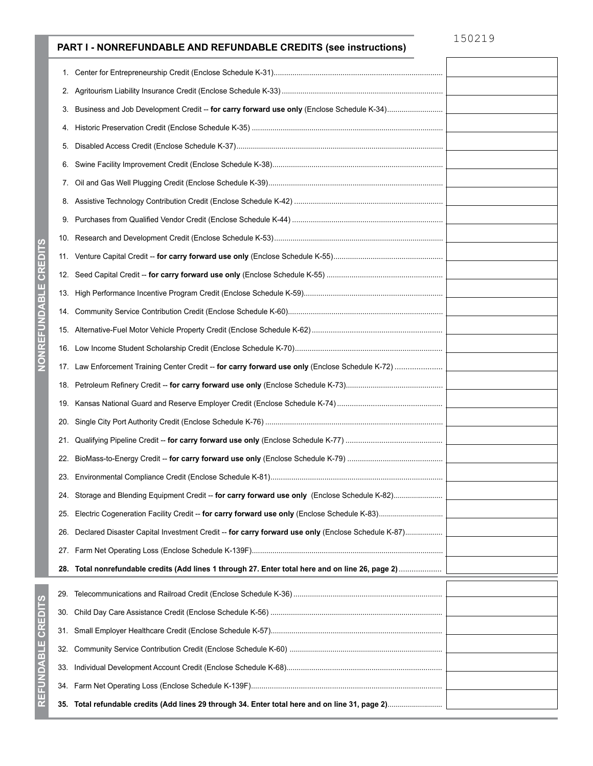150219

## PART I - NONREFUNDABLE AND REFUNDABLE CREDITS (see instructions)

### NONREFUNDABLE CREDITS

| Line | Description | Amount |
|---|---|---|
| 1. | Center for Entrepreneurship Credit (Enclose Schedule K-31) | |
| 2. | Agritourism Liability Insurance Credit (Enclose Schedule K-33) | |
| 3. | Business and Job Development Credit -- **for carry forward use only** (Enclose Schedule K-34) | |
| 4. | Historic Preservation Credit (Enclose Schedule K-35) | |
| 5. | Disabled Access Credit (Enclose Schedule K-37) | |
| 6. | Swine Facility Improvement Credit (Enclose Schedule K-38) | |
| 7. | Oil and Gas Well Plugging Credit (Enclose Schedule K-39) | |
| 8. | Assistive Technology Contribution Credit (Enclose Schedule K-42) | |
| 9. | Purchases from Qualified Vendor Credit (Enclose Schedule K-44) | |
| 10. | Research and Development Credit (Enclose Schedule K-53) | |
| 11. | Venture Capital Credit -- **for carry forward use only** (Enclose Schedule K-55) | |
| 12. | Seed Capital Credit -- **for carry forward use only** (Enclose Schedule K-55) | |
| 13. | High Performance Incentive Program Credit (Enclose Schedule K-59) | |
| 14. | Community Service Contribution Credit (Enclose Schedule K-60) | |
| 15. | Alternative-Fuel Motor Vehicle Property Credit (Enclose Schedule K-62) | |
| 16. | Low Income Student Scholarship Credit (Enclose Schedule K-70) | |
| 17. | Law Enforcement Training Center Credit -- **for carry forward use only** (Enclose Schedule K-72) | |
| 18. | Petroleum Refinery Credit -- **for carry forward use only** (Enclose Schedule K-73) | |
| 19. | Kansas National Guard and Reserve Employer Credit (Enclose Schedule K-74) | |
| 20. | Single City Port Authority Credit (Enclose Schedule K-76) | |
| 21. | Qualifying Pipeline Credit -- **for carry forward use only** (Enclose Schedule K-77) | |
| 22. | BioMass-to-Energy Credit -- **for carry forward use only** (Enclose Schedule K-79) | |
| 23. | Environmental Compliance Credit (Enclose Schedule K-81) | |
| 24. | Storage and Blending Equipment Credit -- **for carry forward use only** (Enclose Schedule K-82) | |
| 25. | Electric Cogeneration Facility Credit -- **for carry forward use only** (Enclose Schedule K-83) | |
| 26. | Declared Disaster Capital Investment Credit -- **for carry forward use only** (Enclose Schedule K-87) | |
| 27. | Farm Net Operating Loss (Enclose Schedule K-139F) | |
| **28.** | **Total nonrefundable credits (Add lines 1 through 27. Enter total here and on line 26, page 2)** | |

### REFUNDABLE CREDITS

| Line | Description | Amount |
|---|---|---|
| 29. | Telecommunications and Railroad Credit (Enclose Schedule K-36) | |
| 30. | Child Day Care Assistance Credit (Enclose Schedule K-56) | |
| 31. | Small Employer Healthcare Credit (Enclose Schedule K-57) | |
| 32. | Community Service Contribution Credit (Enclose Schedule K-60) | |
| 33. | Individual Development Account Credit (Enclose Schedule K-68) | |
| 34. | Farm Net Operating Loss (Enclose Schedule K-139F) | |
| **35.** | **Total refundable credits (Add lines 29 through 34. Enter total here and on line 31, page 2)** | |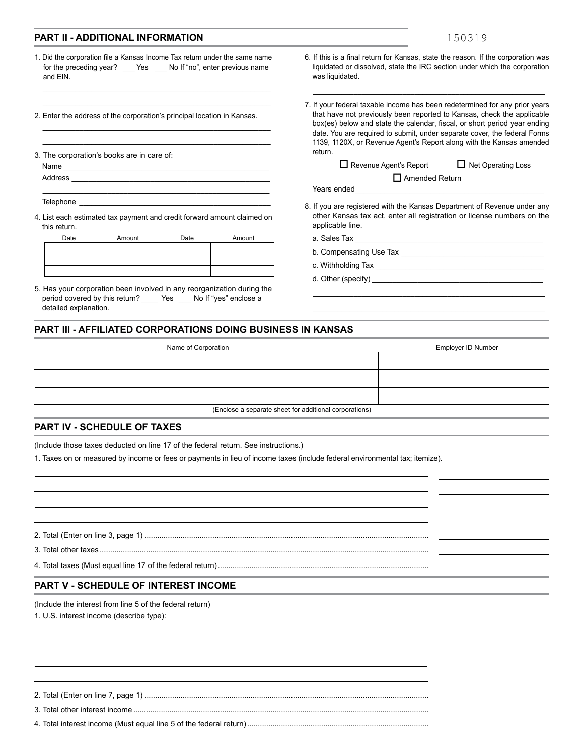## PART II - ADDITIONAL INFORMATION

150319

1. Did the corporation file a Kansas Income Tax return under the same name for the preceding year? ___ Yes ___ No If "no", enter previous name and EIN.

______________________________________________

______________________________________________

2. Enter the address of the corporation's principal location in Kansas.

______________________________________________

______________________________________________

3. The corporation's books are in care of:

Name ______________________________________________

Address ______________________________________________

______________________________________________

Telephone ______________________________________________

4. List each estimated tax payment and credit forward amount claimed on this return.

| Date | Amount | Date | Amount |
|---|---|---|---|
| | | | |
| | | | |
| | | | |

5. Has your corporation been involved in any reorganization during the period covered by this return? ____ Yes ___ No If "yes" enclose a detailed explanation.

6. If this is a final return for Kansas, state the reason. If the corporation was liquidated or dissolved, state the IRC section under which the corporation was liquidated.

______________________________________________

7. If your federal taxable income has been redetermined for any prior years that have not previously been reported to Kansas, check the applicable box(es) below and state the calendar, fiscal, or short period year ending date. You are required to submit, under separate cover, the federal Forms 1139, 1120X, or Revenue Agent's Report along with the Kansas amended return.

☐ Revenue Agent's Report ☐ Net Operating Loss

☐ Amended Return

Years ended______________________________________________

8. If you are registered with the Kansas Department of Revenue under any other Kansas tax act, enter all registration or license numbers on the applicable line.

a. Sales Tax ______________________________________________

b. Compensating Use Tax ______________________________________________

c. Withholding Tax ______________________________________________

d. Other (specify) ______________________________________________

______________________________________________

______________________________________________

## PART III - AFFILIATED CORPORATIONS DOING BUSINESS IN KANSAS

| Name of Corporation | Employer ID Number |
|---|---|
| | |
| | |
| | |

(Enclose a separate sheet for additional corporations)

## PART IV - SCHEDULE OF TAXES

(Include those taxes deducted on line 17 of the federal return. See instructions.)

1. Taxes on or measured by income or fees or payments in lieu of income taxes (include federal environmental tax; itemize).

| | |
|---|---|
| | |
| | |
| | |
| | |
| 2. Total (Enter on line 3, page 1) | |
| 3. Total other taxes | |
| 4. Total taxes (Must equal line 17 of the federal return) | |

## PART V - SCHEDULE OF INTEREST INCOME

(Include the interest from line 5 of the federal return)

1. U.S. interest income (describe type):

| | |
|---|---|
| | |
| | |
| | |
| | |
| 2. Total (Enter on line 7, page 1) | |
| 3. Total other interest income | |
| 4. Total interest income (Must equal line 5 of the federal return) | |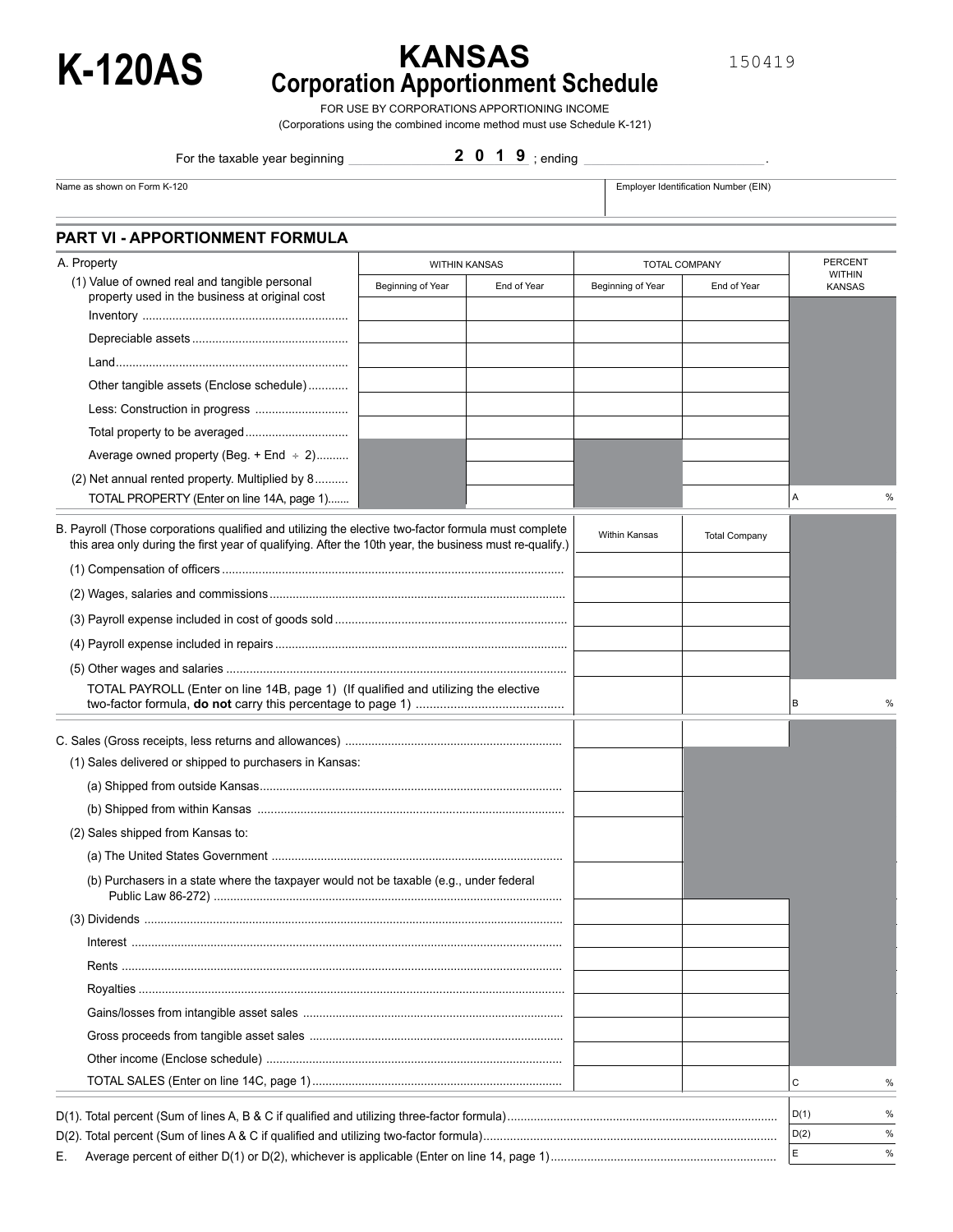# K-120AS

## KANSAS
## Corporation Apportionment Schedule

150419

FOR USE BY CORPORATIONS APPORTIONING INCOME
(Corporations using the combined income method must use Schedule K-121)

For the taxable year beginning _______________ **2 0 1 9** ; ending _______________.

| Name as shown on Form K-120 | Employer Identification Number (EIN) |
|---|---|
| | |

## PART VI - APPORTIONMENT FORMULA

| A. Property | WITHIN KANSAS | | TOTAL COMPANY | | PERCENT WITHIN KANSAS |
|---|---|---|---|---|---|
| (1) Value of owned real and tangible personal property used in the business at original cost | Beginning of Year | End of Year | Beginning of Year | End of Year | |
| Inventory | | | | | |
| Depreciable assets | | | | | |
| Land | | | | | |
| Other tangible assets (Enclose schedule) | | | | | |
| Less: Construction in progress | | | | | |
| Total property to be averaged | | | | | |
| Average owned property (Beg. + End ÷ 2) | | | | | |
| (2) Net annual rented property. Multiplied by 8 | | | | | |
| TOTAL PROPERTY (Enter on line 14A, page 1) | | | | | A % |

| B. Payroll (Those corporations qualified and utilizing the elective two-factor formula must complete this area only during the first year of qualifying. After the 10th year, the business must re-qualify.) | Within Kansas | Total Company | |
|---|---|---|---|
| (1) Compensation of officers | | | |
| (2) Wages, salaries and commissions | | | |
| (3) Payroll expense included in cost of goods sold | | | |
| (4) Payroll expense included in repairs | | | |
| (5) Other wages and salaries | | | |
| TOTAL PAYROLL (Enter on line 14B, page 1) (If qualified and utilizing the elective two-factor formula, **do not** carry this percentage to page 1) | | | B % |

| | | | |
|---|---|---|---|
| C. Sales (Gross receipts, less returns and allowances) | | | |
| (1) Sales delivered or shipped to purchasers in Kansas: | | | |
| (a) Shipped from outside Kansas | | | |
| (b) Shipped from within Kansas | | | |
| (2) Sales shipped from Kansas to: | | | |
| (a) The United States Government | | | |
| (b) Purchasers in a state where the taxpayer would not be taxable (e.g., under federal Public Law 86-272) | | | |
| (3) Dividends | | | |
| Interest | | | |
| Rents | | | |
| Royalties | | | |
| Gains/losses from intangible asset sales | | | |
| Gross proceeds from tangible asset sales | | | |
| Other income (Enclose schedule) | | | |
| TOTAL SALES (Enter on line 14C, page 1) | | | C % |

| | |
|---|---|
| D(1). Total percent (Sum of lines A, B & C if qualified and utilizing three-factor formula) | D(1) % |
| D(2). Total percent (Sum of lines A & C if qualified and utilizing two-factor formula) | D(2) % |
| E. Average percent of either D(1) or D(2), whichever is applicable (Enter on line 14, page 1) | E % |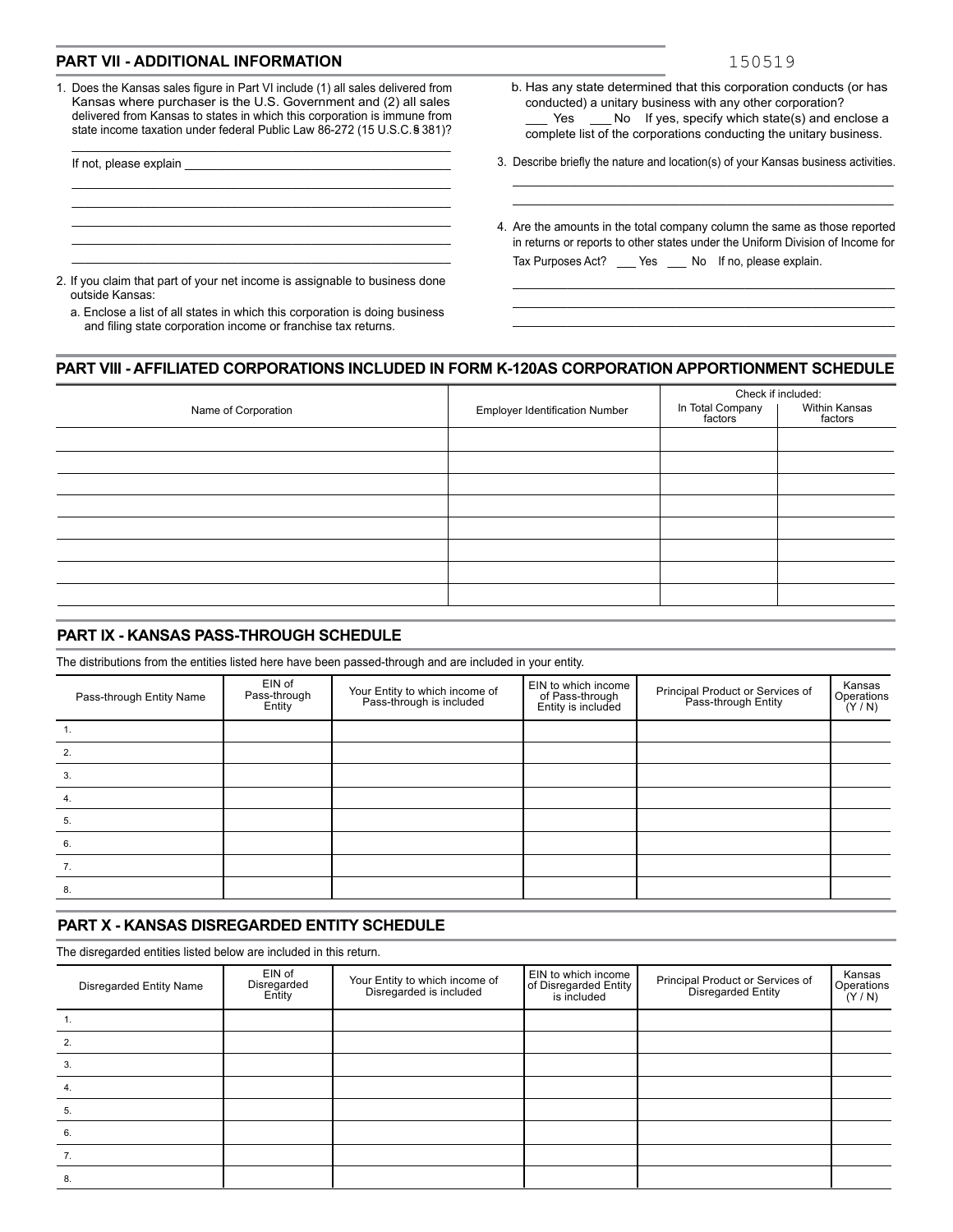150519

## PART VII - ADDITIONAL INFORMATION

1. Does the Kansas sales figure in Part VI include (1) all sales delivered from Kansas where purchaser is the U.S. Government and (2) all sales delivered from Kansas to states in which this corporation is immune from state income taxation under federal Public Law 86-272 (15 U.S.C.§ 381)?

   \_\_\_\_\_\_\_\_\_\_\_\_\_\_\_\_\_\_\_\_\_\_\_\_\_\_\_\_\_\_\_\_\_\_\_\_\_\_\_\_

   If not, please explain \_\_\_\_\_\_\_\_\_\_\_\_\_\_\_\_\_\_\_\_\_\_\_\_\_\_\_\_\_\_\_\_\_\_\_\_\_\_\_\_

2. If you claim that part of your net income is assignable to business done outside Kansas:

   a. Enclose a list of all states in which this corporation is doing business and filing state corporation income or franchise tax returns.

   b. Has any state determined that this corporation conducts (or has conducted) a unitary business with any other corporation?
   \_\_\_ Yes \_\_\_ No If yes, specify which state(s) and enclose a complete list of the corporations conducting the unitary business.

3. Describe briefly the nature and location(s) of your Kansas business activities.

   \_\_\_\_\_\_\_\_\_\_\_\_\_\_\_\_\_\_\_\_\_\_\_\_\_\_\_\_\_\_\_\_\_\_\_\_\_\_\_\_

4. Are the amounts in the total company column the same as those reported in returns or reports to other states under the Uniform Division of Income for Tax Purposes Act? \_\_\_ Yes \_\_\_ No If no, please explain.

   \_\_\_\_\_\_\_\_\_\_\_\_\_\_\_\_\_\_\_\_\_\_\_\_\_\_\_\_\_\_\_\_\_\_\_\_\_\_\_\_

## PART VIII - AFFILIATED CORPORATIONS INCLUDED IN FORM K-120AS CORPORATION APPORTIONMENT SCHEDULE

| Name of Corporation | Employer Identification Number | Check if included: In Total Company factors | Within Kansas factors |
|---|---|---|---|
| | | | |
| | | | |
| | | | |
| | | | |
| | | | |
| | | | |
| | | | |
| | | | |

## PART IX - KANSAS PASS-THROUGH SCHEDULE

The distributions from the entities listed here have been passed-through and are included in your entity.

| Pass-through Entity Name | EIN of Pass-through Entity | Your Entity to which income of Pass-through is included | EIN to which income of Pass-through Entity is included | Principal Product or Services of Pass-through Entity | Kansas Operations (Y / N) |
|---|---|---|---|---|---|
| 1. | | | | | |
| 2. | | | | | |
| 3. | | | | | |
| 4. | | | | | |
| 5. | | | | | |
| 6. | | | | | |
| 7. | | | | | |
| 8. | | | | | |

## PART X - KANSAS DISREGARDED ENTITY SCHEDULE

The disregarded entities listed below are included in this return.

| Disregarded Entity Name | EIN of Disregarded Entity | Your Entity to which income of Disregarded is included | EIN to which income of Disregarded Entity is included | Principal Product or Services of Disregarded Entity | Kansas Operations (Y / N) |
|---|---|---|---|---|---|
| 1. | | | | | |
| 2. | | | | | |
| 3. | | | | | |
| 4. | | | | | |
| 5. | | | | | |
| 6. | | | | | |
| 7. | | | | | |
| 8. | | | | | |